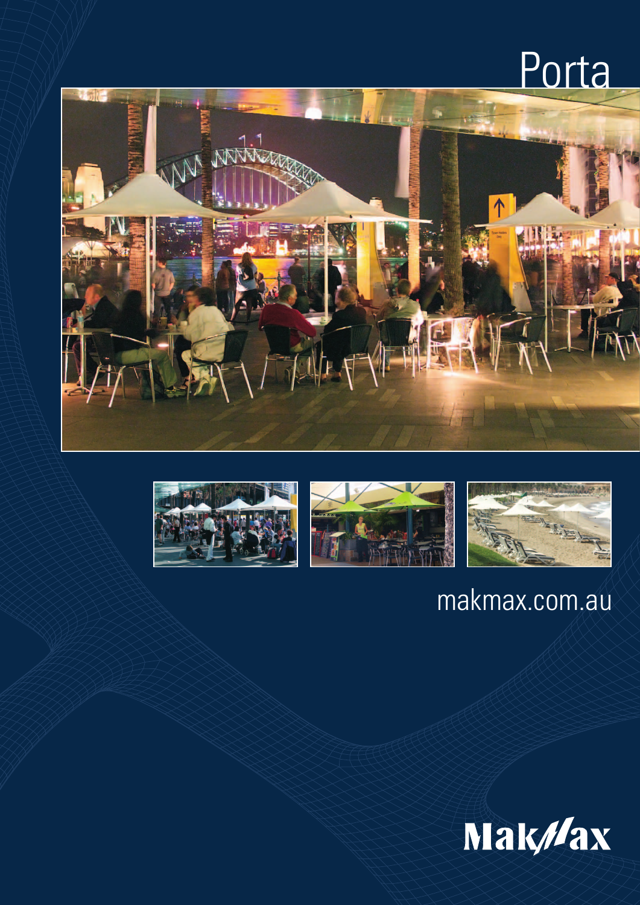# Porta

makmax.com.au

MakMax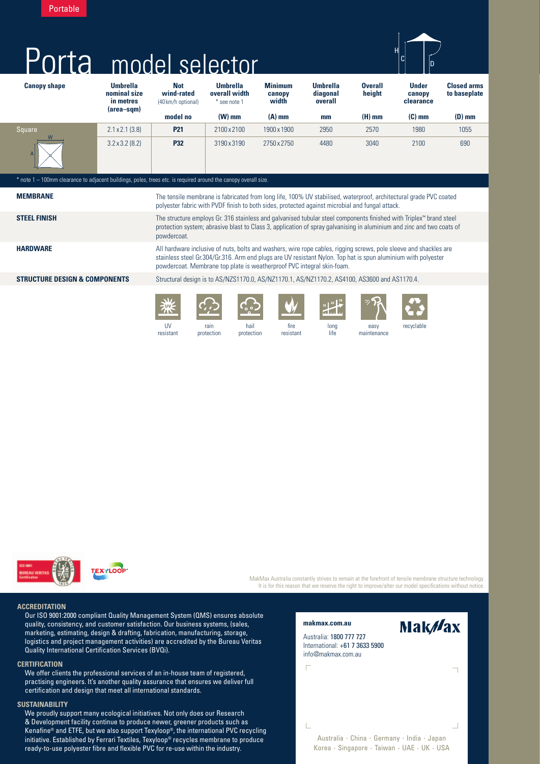Portable

# Porta model selector

| Canopy shape | Umbrella nominal size in metres (area–sqm) | Not wind-rated (40 km/h optional) | Umbrella overall width * see note 1 | Minimum canopy width | Umbrella diagonal overall | Overall height | Under canopy clearance | Closed arms to baseplate |
|---|---|---|---|---|---|---|---|---|
| | | model no | (W) mm | (A) mm | mm | (H) mm | (C) mm | (D) mm |
| Square | 2.1 x 2.1 (3.8) | **P21** | 2100 x 2100 | 1900 x 1900 | 2950 | 2570 | 1980 | 1055 |
| | 3.2 x 3.2 (8.2) | **P32** | 3190 x 3190 | 2750 x 2750 | 4480 | 3040 | 2100 | 690 |

* note 1 – 100mm clearance to adjacent buildings, poles, trees etc. is required around the canopy overall size.

**MEMBRANE**
The tensile membrane is fabricated from long life, 100% UV stabilised, waterproof, architectural grade PVC coated polyester fabric with PVDF finish to both sides, protected against microbial and fungal attack.

**STEEL FINISH**
The structure employs Gr. 316 stainless and galvanised tubular steel components finished with Triplex™ brand steel protection system; abrasive blast to Class 3, application of spray galvanising in aluminium and zinc and two coats of powdercoat.

**HARDWARE**
All hardware inclusive of nuts, bolts and washers, wire rope cables, rigging screws, pole sleeve and shackles are stainless steel Gr.304/Gr.316. Arm end plugs are UV resistant Nylon. Top hat is spun aluminium with polyester powdercoat. Membrane top plate is weatherproof PVC integral skin-foam.

**STRUCTURE DESIGN & COMPONENTS**
Structural design is to AS/NZS1170.0, AS/NZ1170.1, AS/NZ1170.2, AS4100, AS3600 and AS1170.4.

UV resistant · rain protection · hail protection · fire resistant · long life · easy maintenance · recyclable

MakMax Australia constantly strives to remain at the forefront of tensile membrane structure technology. It is for this reason that we reserve the right to improve/alter our model specifications without notice.

### ACCREDITATION
Our ISO 9001:2000 compliant Quality Management System (QMS) ensures absolute quality, consistency, and customer satisfaction. Our business systems, (sales, marketing, estimating, design & drafting, fabrication, manufacturing, storage, logistics and project management activities) are accredited by the Bureau Veritas Quality International Certification Services (BVQi).

### CERTIFICATION
We offer clients the professional services of an in-house team of registered, practising engineers. It's another quality assurance that ensures we deliver full certification and design that meet all international standards.

### SUSTAINABILITY
We proudly support many ecological initiatives. Not only does our Research & Development facility continue to produce newer, greener products such as Kenafine® and ETFE, but we also support Texyloop®, the international PVC recycling initiative. Established by Ferrari Textiles, Texyloop® recycles membrane to produce ready-to-use polyester fibre and flexible PVC for re-use within the industry.

**makmax.com.au**

MakMax

Australia: 1800 777 727
International: +61 7 3633 5900
info@makmax.com.au

Australia · China · Germany · India · Japan
Korea · Singapore · Taiwan · UAE · UK · USA